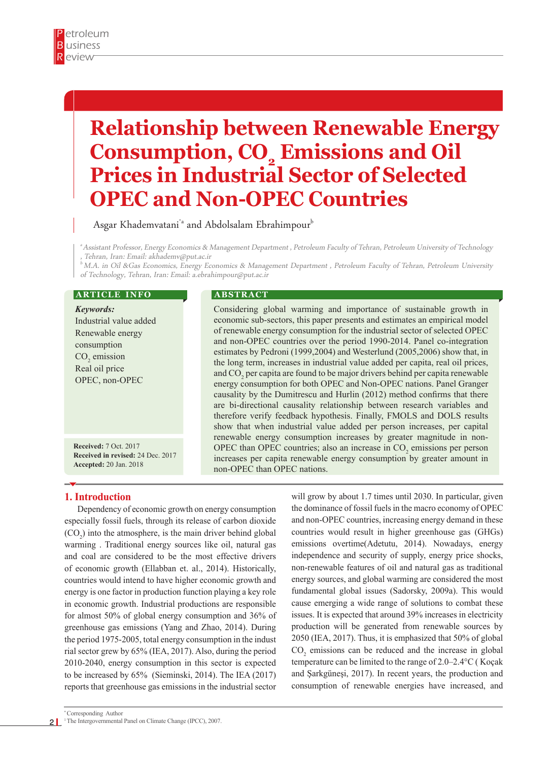# Relationship between Renewable Energy Consumption, $CO_2$ Emissions and Oil Prices in Industrial Sector of Selected OPEC and Non-OPEC Countries

Asgar Khademvatani[*a] and Abdolsalam Ebrahimpour[b]

[a] Assistant Professor, Energy Economics & Management Department , Petroleum Faculty of Tehran, Petroleum University of Technology , Tehran, Iran: Email: akhademv@put.ac.ir

[b] M.A. in Oil &Gas Economics, Energy Economics & Management Department , Petroleum Faculty of Tehran, Petroleum University of Technology, Tehran, Iran: Email: a.ebrahimpour@put.ac.ir

## ARTICLE INFO

***Keywords:***

Industrial value added
Renewable energy consumption
$CO_2$ emission
Real oil price
OPEC, non-OPEC

**Received:** 7 Oct. 2017
**Received in revised:** 24 Dec. 2017
**Accepted:** 20 Jan. 2018

## ABSTRACT

Considering global warming and importance of sustainable growth in economic sub-sectors, this paper presents and estimates an empirical model of renewable energy consumption for the industrial sector of selected OPEC and non-OPEC countries over the period 1990-2014. Panel co-integration estimates by Pedroni (1999,2004) and Westerlund (2005,2006) show that, in the long term, increases in industrial value added per capita, real oil prices, and $CO_2$ per capita are found to be major drivers behind per capita renewable energy consumption for both OPEC and Non-OPEC nations. Panel Granger causality by the Dumitrescu and Hurlin (2012) method confirms that there are bi-directional causality relationship between research variables and therefore verify feedback hypothesis. Finally, FMOLS and DOLS results show that when industrial value added per person increases, per capital renewable energy consumption increases by greater magnitude in non-OPEC than OPEC countries; also an increase in $CO_2$ emissions per person increases per capita renewable energy consumption by greater amount in non-OPEC than OPEC nations.

## 1. Introduction

Dependency of economic growth on energy consumption especially fossil fuels, through its release of carbon dioxide ($CO_2$) into the atmosphere, is the main driver behind global warming . Traditional energy sources like oil, natural gas and coal are considered to be the most effective drivers of economic growth (Ellabban et. al., 2014). Historically, countries would intend to have higher economic growth and energy is one factor in production function playing a key role in economic growth. Industrial productions are responsible for almost 50% of global energy consumption and 36% of greenhouse gas emissions (Yang and Zhao, 2014). During the period 1975-2005, total energy consumption in the indust rial sector grew by 65% (IEA, 2017). Also, during the period 2010-2040, energy consumption in this sector is expected to be increased by 65% (Sieminski, 2014). The IEA (2017) reports that greenhouse gas emissions in the industrial sector will grow by about 1.7 times until 2030. In particular, given the dominance of fossil fuels in the macro economy of OPEC and non-OPEC countries, increasing energy demand in these countries would result in higher greenhouse gas (GHGs) emissions overtime(Adetutu, 2014). Nowadays, energy independence and security of supply, energy price shocks, non-renewable features of oil and natural gas as traditional energy sources, and global warming are considered the most fundamental global issues (Sadorsky, 2009a). This would cause emerging a wide range of solutions to combat these issues. It is expected that around 39% increases in electricity production will be generated from renewable sources by 2050 (IEA, 2017). Thus, it is emphasized that 50% of global $CO_2$ emissions can be reduced and the increase in global temperature can be limited to the range of 2.0–2.4°C ( Koçak and Şarkgüneşi, 2017). In recent years, the production and consumption of renewable energies have increased, and

[*] Corresponding Author
[1] The Intergovernmental Panel on Climate Change (IPCC), 2007.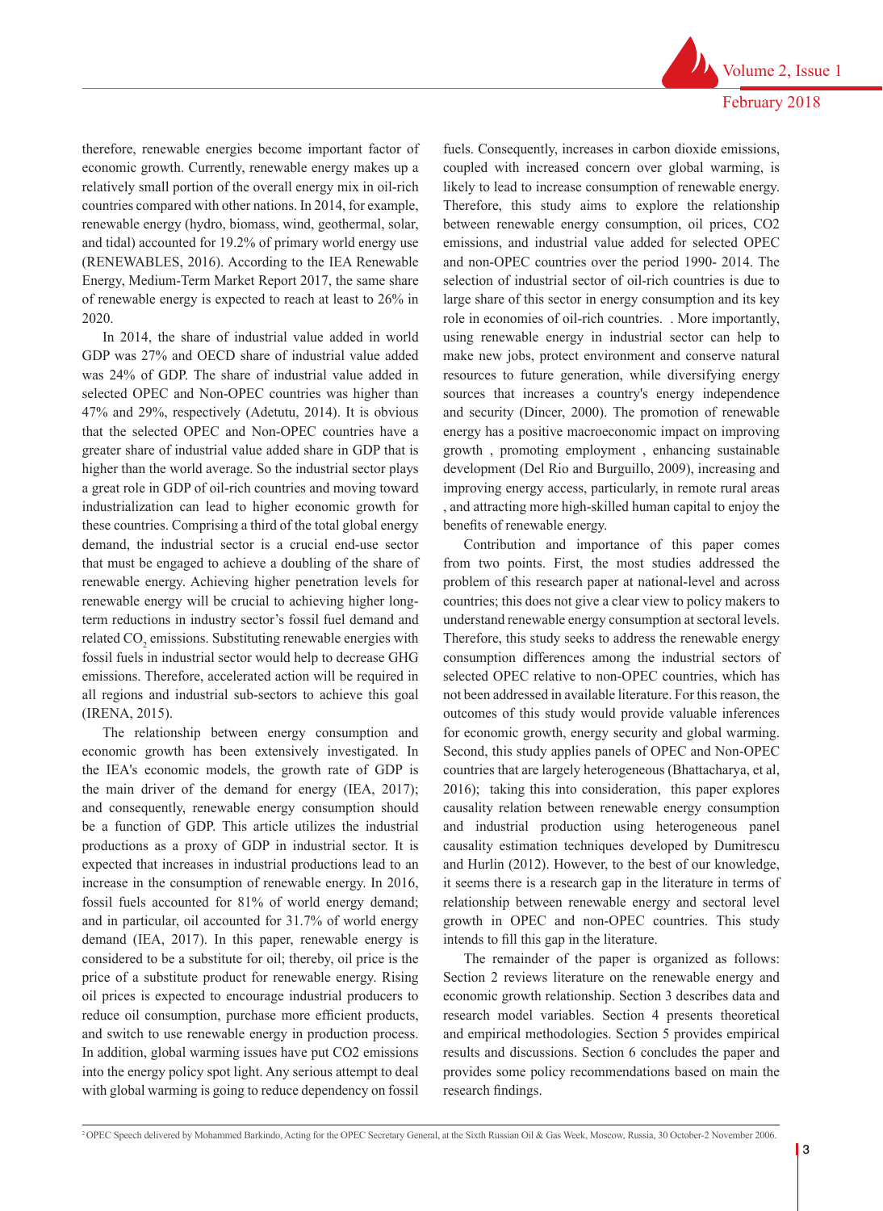therefore, renewable energies become important factor of economic growth. Currently, renewable energy makes up a relatively small portion of the overall energy mix in oil-rich countries compared with other nations. In 2014, for example, renewable energy (hydro, biomass, wind, geothermal, solar, and tidal) accounted for 19.2% of primary world energy use (RENEWABLES, 2016). According to the IEA Renewable Energy, Medium-Term Market Report 2017, the same share of renewable energy is expected to reach at least to 26% in 2020.

In 2014, the share of industrial value added in world GDP was 27% and OECD share of industrial value added was 24% of GDP. The share of industrial value added in selected OPEC and Non-OPEC countries was higher than 47% and 29%, respectively (Adetutu, 2014). It is obvious that the selected OPEC and Non-OPEC countries have a greater share of industrial value added share in GDP that is higher than the world average. So the industrial sector plays a great role in GDP of oil-rich countries and moving toward industrialization can lead to higher economic growth for these countries. Comprising a third of the total global energy demand, the industrial sector is a crucial end-use sector that must be engaged to achieve a doubling of the share of renewable energy. Achieving higher penetration levels for renewable energy will be crucial to achieving higher long-term reductions in industry sector's fossil fuel demand and related $CO_2$ emissions. Substituting renewable energies with fossil fuels in industrial sector would help to decrease GHG emissions. Therefore, accelerated action will be required in all regions and industrial sub-sectors to achieve this goal (IRENA, 2015).

The relationship between energy consumption and economic growth has been extensively investigated. In the IEA's economic models, the growth rate of GDP is the main driver of the demand for energy (IEA, 2017); and consequently, renewable energy consumption should be a function of GDP. This article utilizes the industrial productions as a proxy of GDP in industrial sector. It is expected that increases in industrial productions lead to an increase in the consumption of renewable energy. In 2016, fossil fuels accounted for 81% of world energy demand; and in particular, oil accounted for 31.7% of world energy demand (IEA, 2017). In this paper, renewable energy is considered to be a substitute for oil; thereby, oil price is the price of a substitute product for renewable energy. Rising oil prices is expected to encourage industrial producers to reduce oil consumption, purchase more efficient products, and switch to use renewable energy in production process. In addition, global warming issues have put CO2 emissions into the energy policy spot light. Any serious attempt to deal with global warming is going to reduce dependency on fossil fuels. Consequently, increases in carbon dioxide emissions, coupled with increased concern over global warming, is likely to lead to increase consumption of renewable energy. Therefore, this study aims to explore the relationship between renewable energy consumption, oil prices, CO2 emissions, and industrial value added for selected OPEC and non-OPEC countries over the period 1990- 2014. The selection of industrial sector of oil-rich countries is due to large share of this sector in energy consumption and its key role in economies of oil-rich countries. . More importantly, using renewable energy in industrial sector can help to make new jobs, protect environment and conserve natural resources to future generation, while diversifying energy sources that increases a country's energy independence and security (Dincer, 2000). The promotion of renewable energy has a positive macroeconomic impact on improving growth , promoting employment , enhancing sustainable development (Del Rio and Burguillo, 2009), increasing and improving energy access, particularly, in remote rural areas , and attracting more high-skilled human capital to enjoy the benefits of renewable energy.

Contribution and importance of this paper comes from two points. First, the most studies addressed the problem of this research paper at national-level and across countries; this does not give a clear view to policy makers to understand renewable energy consumption at sectoral levels. Therefore, this study seeks to address the renewable energy consumption differences among the industrial sectors of selected OPEC relative to non-OPEC countries, which has not been addressed in available literature. For this reason, the outcomes of this study would provide valuable inferences for economic growth, energy security and global warming. Second, this study applies panels of OPEC and Non-OPEC countries that are largely heterogeneous (Bhattacharya, et al, 2016); taking this into consideration, this paper explores causality relation between renewable energy consumption and industrial production using heterogeneous panel causality estimation techniques developed by Dumitrescu and Hurlin (2012). However, to the best of our knowledge, it seems there is a research gap in the literature in terms of relationship between renewable energy and sectoral level growth in OPEC and non-OPEC countries. This study intends to fill this gap in the literature.

The remainder of the paper is organized as follows: Section 2 reviews literature on the renewable energy and economic growth relationship. Section 3 describes data and research model variables. Section 4 presents theoretical and empirical methodologies. Section 5 provides empirical results and discussions. Section 6 concludes the paper and provides some policy recommendations based on main the research findings.

---

[2] OPEC Speech delivered by Mohammed Barkindo, Acting for the OPEC Secretary General, at the Sixth Russian Oil & Gas Week, Moscow, Russia, 30 October-2 November 2006.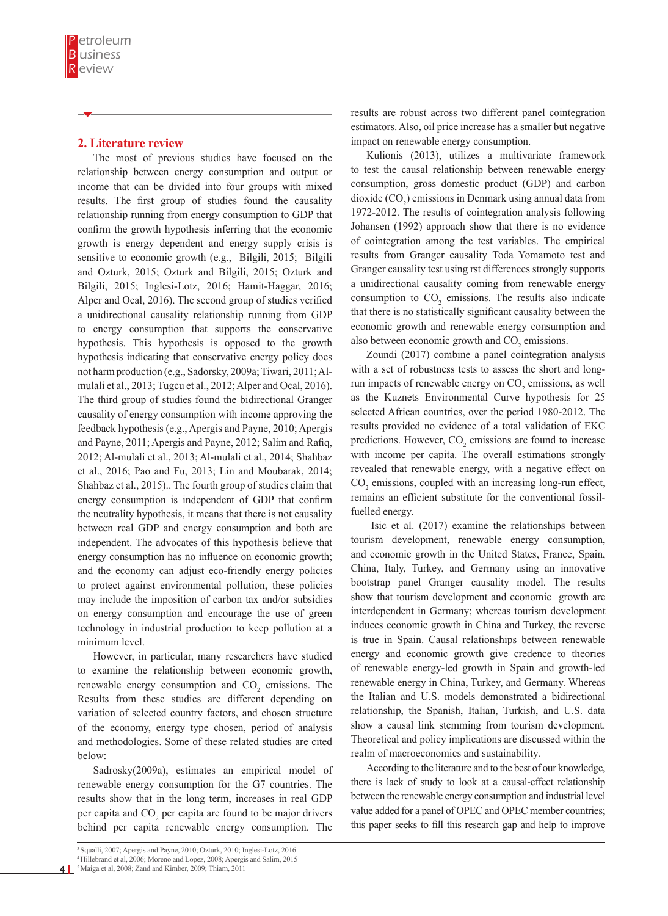## 2. Literature review

The most of previous studies have focused on the relationship between energy consumption and output or income that can be divided into four groups with mixed results. The first group of studies found the causality relationship running from energy consumption to GDP that confirm the growth hypothesis inferring that the economic growth is energy dependent and energy supply crisis is sensitive to economic growth (e.g., Bilgili, 2015; Bilgili and Ozturk, 2015; Ozturk and Bilgili, 2015; Ozturk and Bilgili, 2015; Inglesi-Lotz, 2016; Hamit-Haggar, 2016; Alper and Ocal, 2016). The second group of studies verified a unidirectional causality relationship running from GDP to energy consumption that supports the conservative hypothesis. This hypothesis is opposed to the growth hypothesis indicating that conservative energy policy does not harm production (e.g., Sadorsky, 2009a; Tiwari, 2011; Al-mulali et al., 2013; Tugcu et al., 2012; Alper and Ocal, 2016). The third group of studies found the bidirectional Granger causality of energy consumption with income approving the feedback hypothesis (e.g., Apergis and Payne, 2010; Apergis and Payne, 2011; Apergis and Payne, 2012; Salim and Rafiq, 2012; Al-mulali et al., 2013; Al-mulali et al., 2014; Shahbaz et al., 2016; Pao and Fu, 2013; Lin and Moubarak, 2014; Shahbaz et al., 2015).. The fourth group of studies claim that energy consumption is independent of GDP that confirm the neutrality hypothesis, it means that there is not causality between real GDP and energy consumption and both are independent. The advocates of this hypothesis believe that energy consumption has no influence on economic growth; and the economy can adjust eco-friendly energy policies to protect against environmental pollution, these policies may include the imposition of carbon tax and/or subsidies on energy consumption and encourage the use of green technology in industrial production to keep pollution at a minimum level.

However, in particular, many researchers have studied to examine the relationship between economic growth, renewable energy consumption and $CO_2$ emissions. The Results from these studies are different depending on variation of selected country factors, and chosen structure of the economy, energy type chosen, period of analysis and methodologies. Some of these related studies are cited below:

Sadrosky(2009a), estimates an empirical model of renewable energy consumption for the G7 countries. The results show that in the long term, increases in real GDP per capita and $CO_2$ per capita are found to be major drivers behind per capita renewable energy consumption. The results are robust across two different panel cointegration estimators. Also, oil price increase has a smaller but negative impact on renewable energy consumption.

Kulionis (2013), utilizes a multivariate framework to test the causal relationship between renewable energy consumption, gross domestic product (GDP) and carbon dioxide ($CO_2$) emissions in Denmark using annual data from 1972-2012. The results of cointegration analysis following Johansen (1992) approach show that there is no evidence of cointegration among the test variables. The empirical results from Granger causality Toda Yomamoto test and Granger causality test using rst differences strongly supports a unidirectional causality coming from renewable energy consumption to $CO_2$ emissions. The results also indicate that there is no statistically significant causality between the economic growth and renewable energy consumption and also between economic growth and $CO_2$ emissions.

Zoundi (2017) combine a panel cointegration analysis with a set of robustness tests to assess the short and long-run impacts of renewable energy on $CO_2$ emissions, as well as the Kuznets Environmental Curve hypothesis for 25 selected African countries, over the period 1980-2012. The results provided no evidence of a total validation of EKC predictions. However, $CO_2$ emissions are found to increase with income per capita. The overall estimations strongly revealed that renewable energy, with a negative effect on $CO_2$ emissions, coupled with an increasing long-run effect, remains an efficient substitute for the conventional fossil-fuelled energy.

Isic et al. (2017) examine the relationships between tourism development, renewable energy consumption, and economic growth in the United States, France, Spain, China, Italy, Turkey, and Germany using an innovative bootstrap panel Granger causality model. The results show that tourism development and economic growth are interdependent in Germany; whereas tourism development induces economic growth in China and Turkey, the reverse is true in Spain. Causal relationships between renewable energy and economic growth give credence to theories of renewable energy-led growth in Spain and growth-led renewable energy in China, Turkey, and Germany. Whereas the Italian and U.S. models demonstrated a bidirectional relationship, the Spanish, Italian, Turkish, and U.S. data show a causal link stemming from tourism development. Theoretical and policy implications are discussed within the realm of macroeconomics and sustainability.

According to the literature and to the best of our knowledge, there is lack of study to look at a causal-effect relationship between the renewable energy consumption and industrial level value added for a panel of OPEC and OPEC member countries; this paper seeks to fill this research gap and help to improve

[3] Squalli, 2007; Apergis and Payne, 2010; Ozturk, 2010; Inglesi-Lotz, 2016
[4] Hillebrand et al, 2006; Moreno and Lopez, 2008; Apergis and Salim, 2015
[5] Maiga et al, 2008; Zand and Kimber, 2009; Thiam, 2011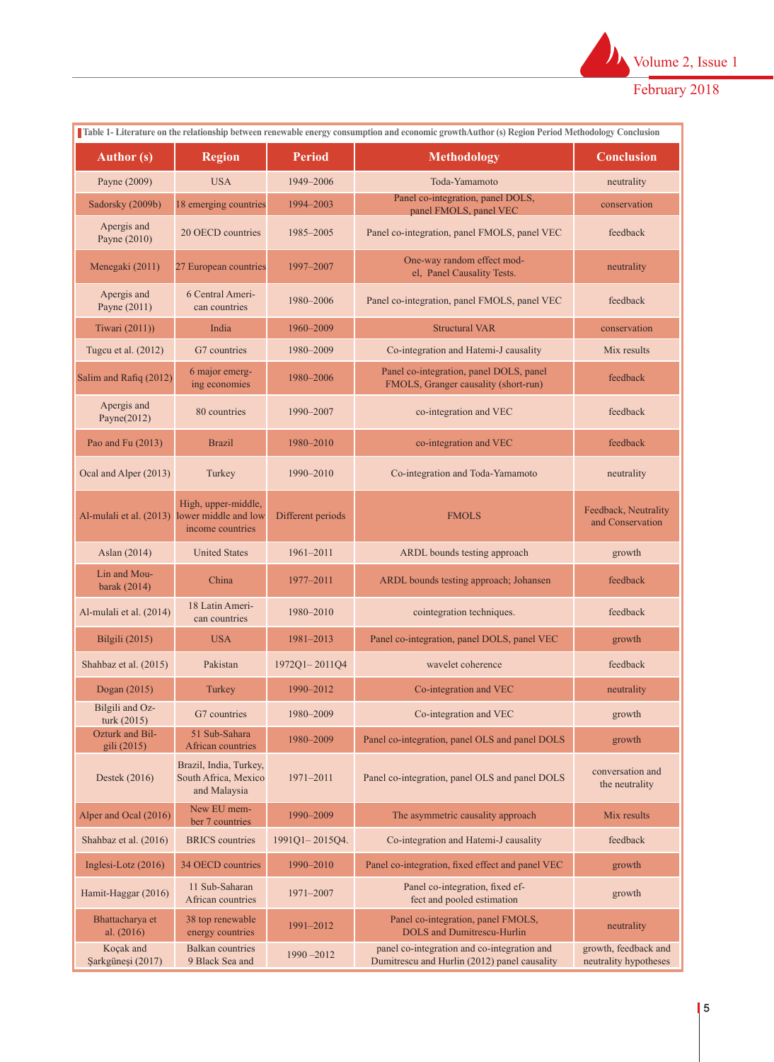**Table 1- Literature on the relationship between renewable energy consumption and economic growthAuthor (s) Region Period Methodology Conclusion**

| Author (s) | Region | Period | Methodology | Conclusion |
|---|---|---|---|---|
| Payne (2009) | USA | 1949–2006 | Toda-Yamamoto | neutrality |
| Sadorsky (2009b) | 18 emerging countries | 1994–2003 | Panel co-integration, panel DOLS, panel FMOLS, panel VEC | conservation |
| Apergis and Payne (2010) | 20 OECD countries | 1985–2005 | Panel co-integration, panel FMOLS, panel VEC | feedback |
| Menegaki (2011) | 27 European countries | 1997–2007 | One-way random effect model, Panel Causality Tests. | neutrality |
| Apergis and Payne (2011) | 6 Central American countries | 1980–2006 | Panel co-integration, panel FMOLS, panel VEC | feedback |
| Tiwari (2011)) | India | 1960–2009 | Structural VAR | conservation |
| Tugcu et al. (2012) | G7 countries | 1980–2009 | Co-integration and Hatemi-J causality | Mix results |
| Salim and Rafiq (2012) | 6 major emerging economies | 1980–2006 | Panel co-integration, panel DOLS, panel FMOLS, Granger causality (short-run) | feedback |
| Apergis and Payne(2012) | 80 countries | 1990–2007 | co-integration and VEC | feedback |
| Pao and Fu (2013) | Brazil | 1980–2010 | co-integration and VEC | feedback |
| Ocal and Alper (2013) | Turkey | 1990–2010 | Co-integration and Toda-Yamamoto | neutrality |
| Al-mulali et al. (2013) | High, upper-middle, lower middle and low income countries | Different periods | FMOLS | Feedback, Neutrality and Conservation |
| Aslan (2014) | United States | 1961–2011 | ARDL bounds testing approach | growth |
| Lin and Moubarak (2014) | China | 1977–2011 | ARDL bounds testing approach; Johansen | feedback |
| Al-mulali et al. (2014) | 18 Latin American countries | 1980–2010 | cointegration techniques. | feedback |
| Bilgili (2015) | USA | 1981–2013 | Panel co-integration, panel DOLS, panel VEC | growth |
| Shahbaz et al. (2015) | Pakistan | 1972Q1– 2011Q4 | wavelet coherence | feedback |
| Dogan (2015) | Turkey | 1990–2012 | Co-integration and VEC | neutrality |
| Bilgili and Ozturk (2015) | G7 countries | 1980–2009 | Co-integration and VEC | growth |
| Ozturk and Bilgili (2015) | 51 Sub-Sahara African countries | 1980–2009 | Panel co-integration, panel OLS and panel DOLS | growth |
| Destek (2016) | Brazil, India, Turkey, South Africa, Mexico and Malaysia | 1971–2011 | Panel co-integration, panel OLS and panel DOLS | conversation and the neutrality |
| Alper and Ocal (2016) | New EU member 7 countries | 1990–2009 | The asymmetric causality approach | Mix results |
| Shahbaz et al. (2016) | BRICS countries | 1991Q1– 2015Q4. | Co-integration and Hatemi-J causality | feedback |
| Inglesi-Lotz (2016) | 34 OECD countries | 1990–2010 | Panel co-integration, fixed effect and panel VEC | growth |
| Hamit-Haggar (2016) | 11 Sub-Saharan African countries | 1971–2007 | Panel co-integration, fixed effect and pooled estimation | growth |
| Bhattacharya et al. (2016) | 38 top renewable energy countries | 1991–2012 | Panel co-integration, panel FMOLS, DOLS and Dumitrescu-Hurlin | neutrality |
| Koçak and Şarkgüneşi (2017) | Balkan countries 9 Black Sea and | 1990 –2012 | panel co-integration and co-integration and Dumitrescu and Hurlin (2012) panel causality | growth, feedback and neutrality hypotheses |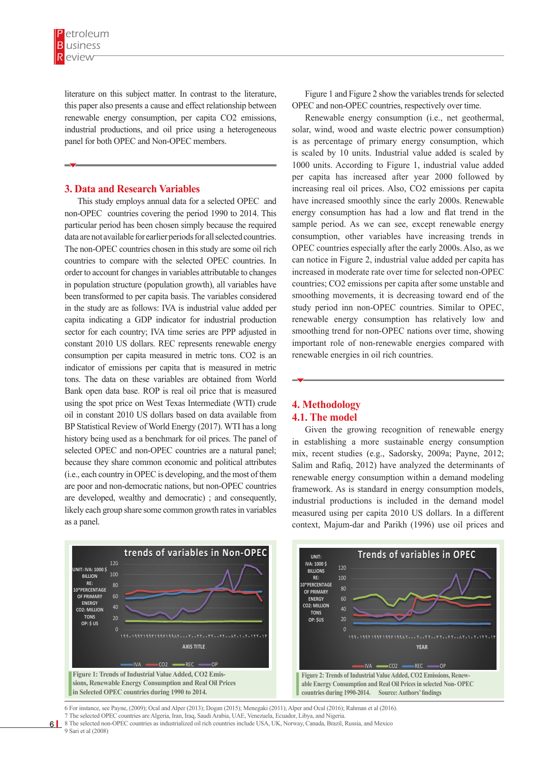literature on this subject matter. In contrast to the literature, this paper also presents a cause and effect relationship between renewable energy consumption, per capita $CO_2$ emissions, industrial productions, and oil price using a heterogeneous panel for both OPEC and Non-OPEC members.

## 3. Data and Research Variables

This study employs annual data for a selected OPEC and non-OPEC countries covering the period 1990 to 2014. This particular period has been chosen simply because the required data are not available for earlier periods for all selected countries. The non-OPEC countries chosen in this study are some oil rich countries to compare with the selected OPEC countries. In order to account for changes in variables attributable to changes in population structure (population growth), all variables have been transformed to per capita basis. The variables considered in the study are as follows: IVA is industrial value added per capita indicating a GDP indicator for industrial production sector for each country; IVA time series are PPP adjusted in constant 2010 US dollars. REC represents renewable energy consumption per capita measured in metric tons. $CO_2$ is an indicator of emissions per capita that is measured in metric tons. The data on these variables are obtained from World Bank open data base. ROP is real oil price that is measured using the spot price on West Texas Intermediate (WTI) crude oil in constant 2010 US dollars based on data available from BP Statistical Review of World Energy (2017). WTI has a long history being used as a benchmark for oil prices. The panel of selected OPEC and non-OPEC countries are a natural panel; because they share common economic and political attributes (i.e., each country in OPEC is developing, and the most of them are poor and non-democratic nations, but non-OPEC countries are developed, wealthy and democratic) ; and consequently, likely each group share some common growth rates in variables as a panel.

Figure 1 and Figure 2 show the variables trends for selected OPEC and non-OPEC countries, respectively over time.

Renewable energy consumption (i.e., net geothermal, solar, wind, wood and waste electric power consumption) is as percentage of primary energy consumption, which is scaled by 10 units. Industrial value added is scaled by 1000 units. According to Figure 1, industrial value added per capita has increased after year 2000 followed by increasing real oil prices. Also, $CO_2$ emissions per capita have increased smoothly since the early 2000s. Renewable energy consumption has had a low and flat trend in the sample period. As we can see, except renewable energy consumption, other variables have increasing trends in OPEC countries especially after the early 2000s. Also, as we can notice in Figure 2, industrial value added per capita has increased in moderate rate over time for selected non-OPEC countries; $CO_2$ emissions per capita after some unstable and smoothing movements, it is decreasing toward end of the study period inn non-OPEC countries. Similar to OPEC, renewable energy consumption has relatively low and smoothing trend for non-OPEC nations over time, showing important role of non-renewable energies compared with renewable energies in oil rich countries.

## 4. Methodology

### 4.1. The model

Given the growing recognition of renewable energy in establishing a more sustainable energy consumption mix, recent studies (e.g., Sadorsky, 2009a; Payne, 2012; Salim and Rafiq, 2012) have analyzed the determinants of renewable energy consumption within a demand modeling framework. As is standard in energy consumption models, industrial productions is included in the demand model measured using per capita 2010 US dollars. In a different context, Majum-dar and Parikh (1996) use oil prices and

Figure 1: Trends of Industrial Value Added, CO2 Emissions, Renewable Energy Consumption and Real Oil Prices in Selected OPEC countries during 1990 to 2014.

Figure 2: Trends of Industrial Value Added, CO2 Emissions, Renewable Energy Consumption and Real Oil Prices in selected Non- OPEC countries during 1990-2014. Source: Authors' findings

6 For instance, see Payne, (2009); Ocal and Alper (2013); Dogan (2015); Menegaki (2011); Alper and Ocal (2016); Rahman et al (2016).
7 The selected OPEC countries are Algeria, Iran, Iraq, Saudi Arabia, UAE, Venezuela, Ecuador, Libya, and Nigeria.
8 The selected non-OPEC countries as industrialized oil rich countries include USA, UK, Norway, Canada, Brazil, Russia, and Mexico
9 Sari et al (2008)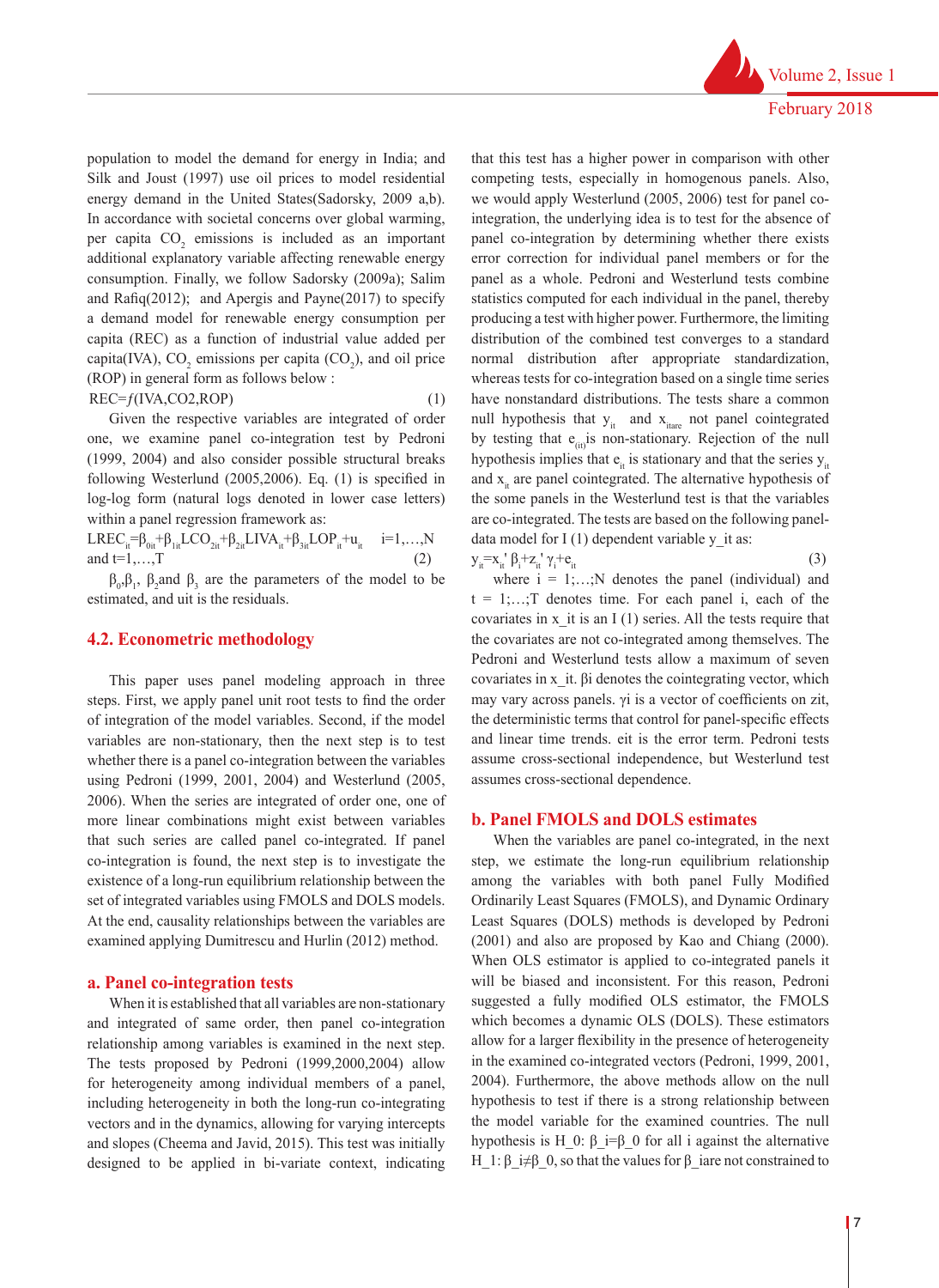population to model the demand for energy in India; and Silk and Joust (1997) use oil prices to model residential energy demand in the United States(Sadorsky, 2009 a,b). In accordance with societal concerns over global warming, per capita $CO_2$ emissions is included as an important additional explanatory variable affecting renewable energy consumption. Finally, we follow Sadorsky (2009a); Salim and Rafiq(2012); and Apergis and Payne(2017) to specify a demand model for renewable energy consumption per capita (REC) as a function of industrial value added per capita(IVA), $CO_2$ emissions per capita ($CO_2$), and oil price (ROP) in general form as follows below :

$$REC = f(IVA, CO2, ROP) \tag{1}$$

Given the respective variables are integrated of order one, we examine panel co-integration test by Pedroni (1999, 2004) and also consider possible structural breaks following Westerlund (2005,2006). Eq. (1) is specified in log-log form (natural logs denoted in lower case letters) within a panel regression framework as:

$$LREC_{it} = \beta_{0it} + \beta_{1it}LCO_{2it} + \beta_{2it}LIVA_{it} + \beta_{3it}LOP_{it} + u_{it} \quad i=1,\ldots,N \text{ and } t=1,\ldots,T \tag{2}$$

$\beta_0$, $\beta_1$, $\beta_2$ and $\beta_3$ are the parameters of the model to be estimated, and uit is the residuals.

## 4.2. Econometric methodology

This paper uses panel modeling approach in three steps. First, we apply panel unit root tests to find the order of integration of the model variables. Second, if the model variables are non-stationary, then the next step is to test whether there is a panel co-integration between the variables using Pedroni (1999, 2001, 2004) and Westerlund (2005, 2006). When the series are integrated of order one, one of more linear combinations might exist between variables that such series are called panel co-integrated. If panel co-integration is found, the next step is to investigate the existence of a long-run equilibrium relationship between the set of integrated variables using FMOLS and DOLS models. At the end, causality relationships between the variables are examined applying Dumitrescu and Hurlin (2012) method.

### a. Panel co-integration tests

When it is established that all variables are non-stationary and integrated of same order, then panel co-integration relationship among variables is examined in the next step. The tests proposed by Pedroni (1999,2000,2004) allow for heterogeneity among individual members of a panel, including heterogeneity in both the long-run co-integrating vectors and in the dynamics, allowing for varying intercepts and slopes (Cheema and Javid, 2015). This test was initially designed to be applied in bi-variate context, indicating that this test has a higher power in comparison with other competing tests, especially in homogenous panels. Also, we would apply Westerlund (2005, 2006) test for panel co-integration, the underlying idea is to test for the absence of panel co-integration by determining whether there exists error correction for individual panel members or for the panel as a whole. Pedroni and Westerlund tests combine statistics computed for each individual in the panel, thereby producing a test with higher power. Furthermore, the limiting distribution of the combined test converges to a standard normal distribution after appropriate standardization, whereas tests for co-integration based on a single time series have nonstandard distributions. The tests share a common null hypothesis that $y_{it}$ and $x_{it}$ are not panel cointegrated by testing that $e_{(it)}$ is non-stationary. Rejection of the null hypothesis implies that $e_{it}$ is stationary and that the series $y_{it}$ and $x_{it}$ are panel cointegrated. The alternative hypothesis of the some panels in the Westerlund test is that the variables are co-integrated. The tests are based on the following panel-data model for I (1) dependent variable y_it as:

$$y_{it} = x_{it}'\beta_i + z_{it}'\gamma_i + e_{it} \tag{3}$$

where i = 1;…;N denotes the panel (individual) and t = 1;…;T denotes time. For each panel i, each of the covariates in x_it is an I (1) series. All the tests require that the covariates are not co-integrated among themselves. The Pedroni and Westerlund tests allow a maximum of seven covariates in x_it. βi denotes the cointegrating vector, which may vary across panels. γi is a vector of coefficients on zit, the deterministic terms that control for panel-specific effects and linear time trends. eit is the error term. Pedroni tests assume cross-sectional independence, but Westerlund test assumes cross-sectional dependence.

### b. Panel FMOLS and DOLS estimates

When the variables are panel co-integrated, in the next step, we estimate the long-run equilibrium relationship among the variables with both panel Fully Modified Ordinarily Least Squares (FMOLS), and Dynamic Ordinary Least Squares (DOLS) methods is developed by Pedroni (2001) and also are proposed by Kao and Chiang (2000). When OLS estimator is applied to co-integrated panels it will be biased and inconsistent. For this reason, Pedroni suggested a fully modified OLS estimator, the FMOLS which becomes a dynamic OLS (DOLS). These estimators allow for a larger flexibility in the presence of heterogeneity in the examined co-integrated vectors (Pedroni, 1999, 2001, 2004). Furthermore, the above methods allow on the null hypothesis to test if there is a strong relationship between the model variable for the examined countries. The null hypothesis is H_0: β_i=β_0 for all i against the alternative H_1: β_i≠β_0, so that the values for β_iare not constrained to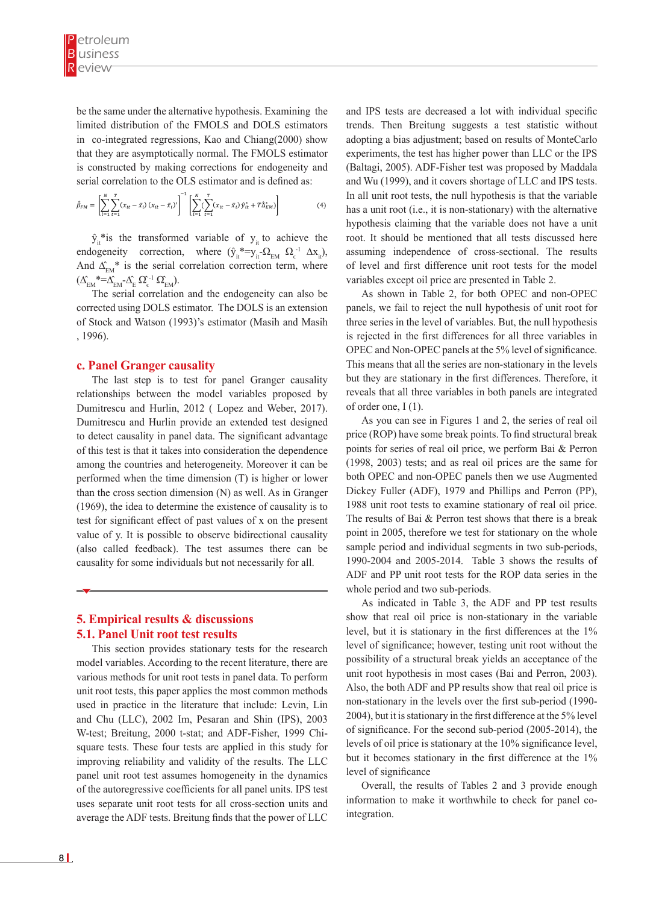be the same under the alternative hypothesis. Examining the limited distribution of the FMOLS and DOLS estimators in co-integrated regressions, Kao and Chiang(2000) show that they are asymptotically normal. The FMOLS estimator is constructed by making corrections for endogeneity and serial correlation to the OLS estimator and is defined as:

$$\hat{\beta}_{FM} = \left[\sum_{i=1}^{N}\sum_{t=1}^{T}(x_{it}-\bar{x}_i)(x_{it}-\bar{x}_i)'\right]^{-1}\left[\sum_{i=1}^{N}\left(\sum_{t=1}^{T}(x_{it}-\bar{x}_i)\hat{y}_{it}^{*}+T\hat{\Delta}_{EM}^{*}\right)\right] \quad (4)$$

$\hat{y}_{it}$*is the transformed variable of $y_{it}$ to achieve the endogeneity correction, where ($\hat{y}_{it}^{*}=y_{it}-\Omega_{EM}\ \Omega_{\epsilon}^{-1}\ \Delta x_{it}$), And $\hat{\Delta}_{EM}^{*}$ is the serial correlation correction term, where ($\hat{\Delta}_{EM}^{*}=\hat{\Delta}_{EM}-\hat{\Delta}_{E}\ \Omega_{\epsilon}^{-1}\ \Omega_{EM}$).

The serial correlation and the endogeneity can also be corrected using DOLS estimator. The DOLS is an extension of Stock and Watson (1993)'s estimator (Masih and Masih , 1996).

### c. Panel Granger causality

The last step is to test for panel Granger causality relationships between the model variables proposed by Dumitrescu and Hurlin, 2012 ( Lopez and Weber, 2017). Dumitrescu and Hurlin provide an extended test designed to detect causality in panel data. The significant advantage of this test is that it takes into consideration the dependence among the countries and heterogeneity. Moreover it can be performed when the time dimension (T) is higher or lower than the cross section dimension (N) as well. As in Granger (1969), the idea to determine the existence of causality is to test for significant effect of past values of x on the present value of y. It is possible to observe bidirectional causality (also called feedback). The test assumes there can be causality for some individuals but not necessarily for all.

## 5. Empirical results & discussions

### 5.1. Panel Unit root test results

This section provides stationary tests for the research model variables. According to the recent literature, there are various methods for unit root tests in panel data. To perform unit root tests, this paper applies the most common methods used in practice in the literature that include: Levin, Lin and Chu (LLC), 2002 Im, Pesaran and Shin (IPS), 2003 W-test; Breitung, 2000 t-stat; and ADF-Fisher, 1999 Chi-square tests. These four tests are applied in this study for improving reliability and validity of the results. The LLC panel unit root test assumes homogeneity in the dynamics of the autoregressive coefficients for all panel units. IPS test uses separate unit root tests for all cross-section units and average the ADF tests. Breitung finds that the power of LLC and IPS tests are decreased a lot with individual specific trends. Then Breitung suggests a test statistic without adopting a bias adjustment; based on results of MonteCarlo experiments, the test has higher power than LLC or the IPS (Baltagi, 2005). ADF-Fisher test was proposed by Maddala and Wu (1999), and it covers shortage of LLC and IPS tests. In all unit root tests, the null hypothesis is that the variable has a unit root (i.e., it is non-stationary) with the alternative hypothesis claiming that the variable does not have a unit root. It should be mentioned that all tests discussed here assuming independence of cross-sectional. The results of level and first difference unit root tests for the model variables except oil price are presented in Table 2.

As shown in Table 2, for both OPEC and non-OPEC panels, we fail to reject the null hypothesis of unit root for three series in the level of variables. But, the null hypothesis is rejected in the first differences for all three variables in OPEC and Non-OPEC panels at the 5% level of significance. This means that all the series are non-stationary in the levels but they are stationary in the first differences. Therefore, it reveals that all three variables in both panels are integrated of order one, I (1).

As you can see in Figures 1 and 2, the series of real oil price (ROP) have some break points. To find structural break points for series of real oil price, we perform Bai & Perron (1998, 2003) tests; and as real oil prices are the same for both OPEC and non-OPEC panels then we use Augmented Dickey Fuller (ADF), 1979 and Phillips and Perron (PP), 1988 unit root tests to examine stationary of real oil price. The results of Bai & Perron test shows that there is a break point in 2005, therefore we test for stationary on the whole sample period and individual segments in two sub-periods, 1990-2004 and 2005-2014. Table 3 shows the results of ADF and PP unit root tests for the ROP data series in the whole period and two sub-periods.

As indicated in Table 3, the ADF and PP test results show that real oil price is non-stationary in the variable level, but it is stationary in the first differences at the 1% level of significance; however, testing unit root without the possibility of a structural break yields an acceptance of the unit root hypothesis in most cases (Bai and Perron, 2003). Also, the both ADF and PP results show that real oil price is non-stationary in the levels over the first sub-period (1990-2004), but it is stationary in the first difference at the 5% level of significance. For the second sub-period (2005-2014), the levels of oil price is stationary at the 10% significance level, but it becomes stationary in the first difference at the 1% level of significance

Overall, the results of Tables 2 and 3 provide enough information to make it worthwhile to check for panel co-integration.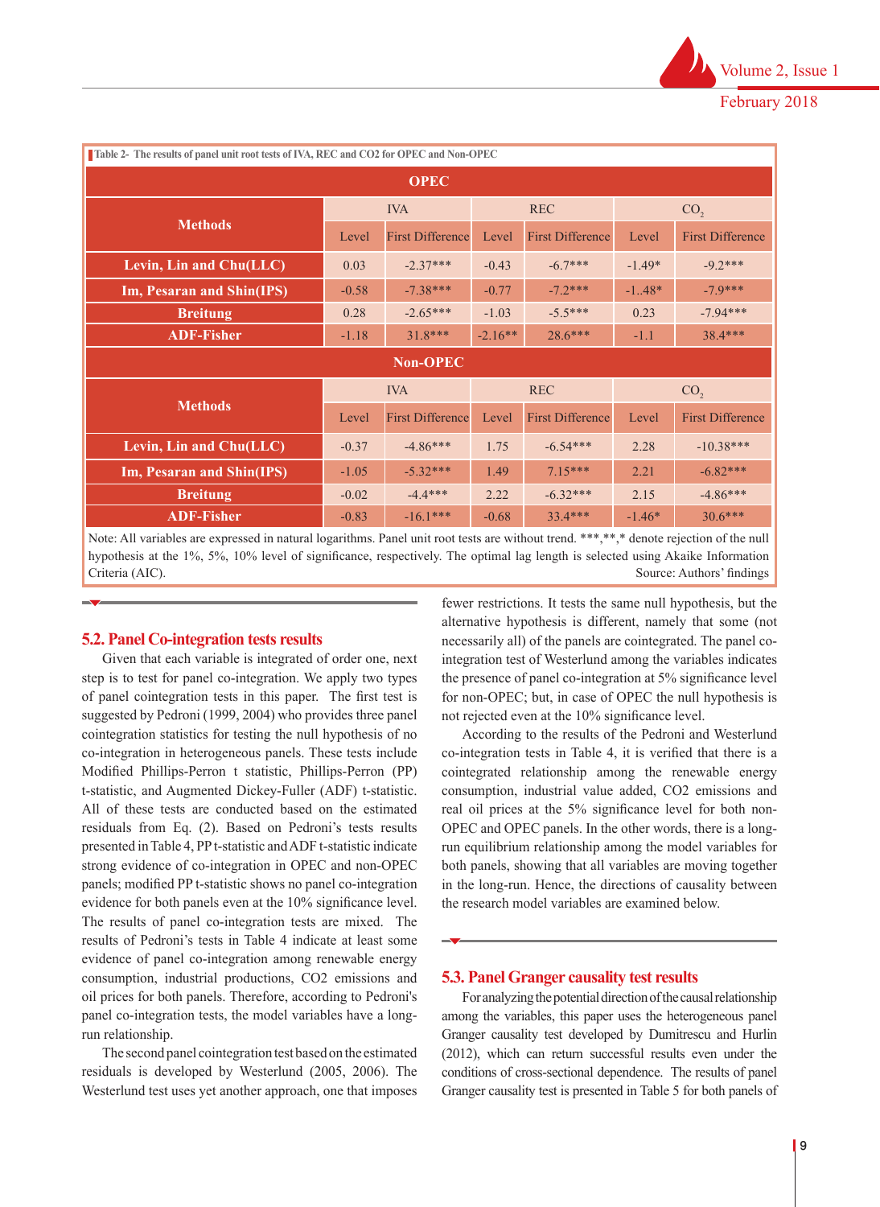Table 2- The results of panel unit root tests of IVA, REC and CO2 for OPEC and Non-OPEC

| Methods | IVA | | REC | | $CO_2$ | |
|---|---|---|---|---|---|---|
| **OPEC** | | | | | | |
| | Level | First Difference | Level | First Difference | Level | First Difference |
| Levin, Lin and Chu(LLC) | 0.03 | -2.37*** | -0.43 | -6.7*** | -1.49* | -9.2*** |
| Im, Pesaran and Shin(IPS) | -0.58 | -7.38*** | -0.77 | -7.2*** | -1..48* | -7.9*** |
| Breitung | 0.28 | -2.65*** | -1.03 | -5.5*** | 0.23 | -7.94*** |
| ADF-Fisher | -1.18 | 31.8*** | -2.16** | 28.6*** | -1.1 | 38.4*** |
| **Non-OPEC** | | | | | | |
| | Level | First Difference | Level | First Difference | Level | First Difference |
| Levin, Lin and Chu(LLC) | -0.37 | -4.86*** | 1.75 | -6.54*** | 2.28 | -10.38*** |
| Im, Pesaran and Shin(IPS) | -1.05 | -5.32*** | 1.49 | 7.15*** | 2.21 | -6.82*** |
| Breitung | -0.02 | -4.4*** | 2.22 | -6.32*** | 2.15 | -4.86*** |
| ADF-Fisher | -0.83 | -16.1*** | -0.68 | 33.4*** | -1.46* | 30.6*** |

Note: All variables are expressed in natural logarithms. Panel unit root tests are without trend. ***,**,* denote rejection of the null hypothesis at the 1%, 5%, 10% level of significance, respectively. The optimal lag length is selected using Akaike Information Criteria (AIC).

Source: Authors' findings

## 5.2. Panel Co-integration tests results

Given that each variable is integrated of order one, next step is to test for panel co-integration. We apply two types of panel cointegration tests in this paper. The first test is suggested by Pedroni (1999, 2004) who provides three panel cointegration statistics for testing the null hypothesis of no co-integration in heterogeneous panels. These tests include Modified Phillips-Perron t statistic, Phillips-Perron (PP) t-statistic, and Augmented Dickey-Fuller (ADF) t-statistic. All of these tests are conducted based on the estimated residuals from Eq. (2). Based on Pedroni's tests results presented in Table 4, PP t-statistic and ADF t-statistic indicate strong evidence of co-integration in OPEC and non-OPEC panels; modified PP t-statistic shows no panel co-integration evidence for both panels even at the 10% significance level. The results of panel co-integration tests are mixed. The results of Pedroni's tests in Table 4 indicate at least some evidence of panel co-integration among renewable energy consumption, industrial productions, CO2 emissions and oil prices for both panels. Therefore, according to Pedroni's panel co-integration tests, the model variables have a long-run relationship.

The second panel cointegration test based on the estimated residuals is developed by Westerlund (2005, 2006). The Westerlund test uses yet another approach, one that imposes fewer restrictions. It tests the same null hypothesis, but the alternative hypothesis is different, namely that some (not necessarily all) of the panels are cointegrated. The panel co-integration test of Westerlund among the variables indicates the presence of panel co-integration at 5% significance level for non-OPEC; but, in case of OPEC the null hypothesis is not rejected even at the 10% significance level.

According to the results of the Pedroni and Westerlund co-integration tests in Table 4, it is verified that there is a cointegrated relationship among the renewable energy consumption, industrial value added, CO2 emissions and real oil prices at the 5% significance level for both non-OPEC and OPEC panels. In the other words, there is a long-run equilibrium relationship among the model variables for both panels, showing that all variables are moving together in the long-run. Hence, the directions of causality between the research model variables are examined below.

## 5.3. Panel Granger causality test results

For analyzing the potential direction of the causal relationship among the variables, this paper uses the heterogeneous panel Granger causality test developed by Dumitrescu and Hurlin (2012), which can return successful results even under the conditions of cross-sectional dependence. The results of panel Granger causality test is presented in Table 5 for both panels of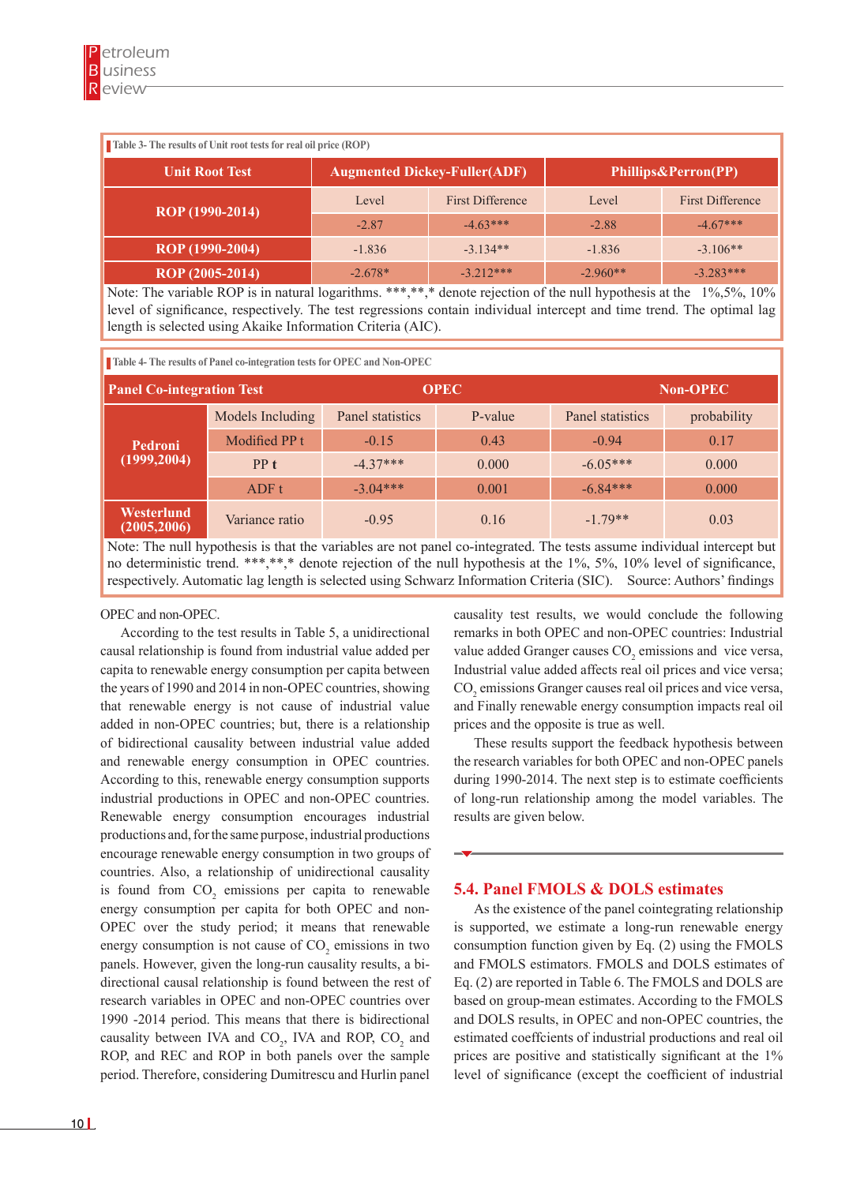Table 3- The results of Unit root tests for real oil price (ROP)

| Unit Root Test | Augmented Dickey-Fuller(ADF) | | Phillips&Perron(PP) | |
|---|---|---|---|---|
| | Level | First Difference | Level | First Difference |
| ROP (1990-2014) | -2.87 | -4.63*** | -2.88 | -4.67*** |
| ROP (1990-2004) | -1.836 | -3.134** | -1.836 | -3.106** |
| ROP (2005-2014) | -2.678* | -3.212*** | -2.960** | -3.283*** |

Note: The variable ROP is in natural logarithms. ***,**,* denote rejection of the null hypothesis at the 1%,5%, 10% level of significance, respectively. The test regressions contain individual intercept and time trend. The optimal lag length is selected using Akaike Information Criteria (AIC).

Table 4- The results of Panel co-integration tests for OPEC and Non-OPEC

| Panel Co-integration Test | | OPEC | | Non-OPEC | |
|---|---|---|---|---|---|
| | Models Including | Panel statistics | P-value | Panel statistics | probability |
| Pedroni (1999,2004) | Modified PP t | -0.15 | 0.43 | -0.94 | 0.17 |
| | PP t | -4.37*** | 0.000 | -6.05*** | 0.000 |
| | ADF t | -3.04*** | 0.001 | -6.84*** | 0.000 |
| Westerlund (2005,2006) | Variance ratio | -0.95 | 0.16 | -1.79** | 0.03 |

Note: The null hypothesis is that the variables are not panel co-integrated. The tests assume individual intercept but no deterministic trend. ***,**,* denote rejection of the null hypothesis at the 1%, 5%, 10% level of significance, respectively. Automatic lag length is selected using Schwarz Information Criteria (SIC). Source: Authors' findings

OPEC and non-OPEC.

According to the test results in Table 5, a unidirectional causal relationship is found from industrial value added per capita to renewable energy consumption per capita between the years of 1990 and 2014 in non-OPEC countries, showing that renewable energy is not cause of industrial value added in non-OPEC countries; but, there is a relationship of bidirectional causality between industrial value added and renewable energy consumption in OPEC countries. According to this, renewable energy consumption supports industrial productions in OPEC and non-OPEC countries. Renewable energy consumption encourages industrial productions and, for the same purpose, industrial productions encourage renewable energy consumption in two groups of countries. Also, a relationship of unidirectional causality is found from $CO_2$ emissions per capita to renewable energy consumption per capita for both OPEC and non-OPEC over the study period; it means that renewable energy consumption is not cause of $CO_2$ emissions in two panels. However, given the long-run causality results, a bi-directional causal relationship is found between the rest of research variables in OPEC and non-OPEC countries over 1990 -2014 period. This means that there is bidirectional causality between IVA and $CO_2$, IVA and ROP, $CO_2$ and ROP, and REC and ROP in both panels over the sample period. Therefore, considering Dumitrescu and Hurlin panel causality test results, we would conclude the following remarks in both OPEC and non-OPEC countries: Industrial value added Granger causes $CO_2$ emissions and vice versa, Industrial value added affects real oil prices and vice versa; $CO_2$ emissions Granger causes real oil prices and vice versa, and Finally renewable energy consumption impacts real oil prices and the opposite is true as well.

These results support the feedback hypothesis between the research variables for both OPEC and non-OPEC panels during 1990-2014. The next step is to estimate coefficients of long-run relationship among the model variables. The results are given below.

## 5.4. Panel FMOLS & DOLS estimates

As the existence of the panel cointegrating relationship is supported, we estimate a long-run renewable energy consumption function given by Eq. (2) using the FMOLS and FMOLS estimators. FMOLS and DOLS estimates of Eq. (2) are reported in Table 6. The FMOLS and DOLS are based on group-mean estimates. According to the FMOLS and DOLS results, in OPEC and non-OPEC countries, the estimated coeffcients of industrial productions and real oil prices are positive and statistically significant at the 1% level of significance (except the coefficient of industrial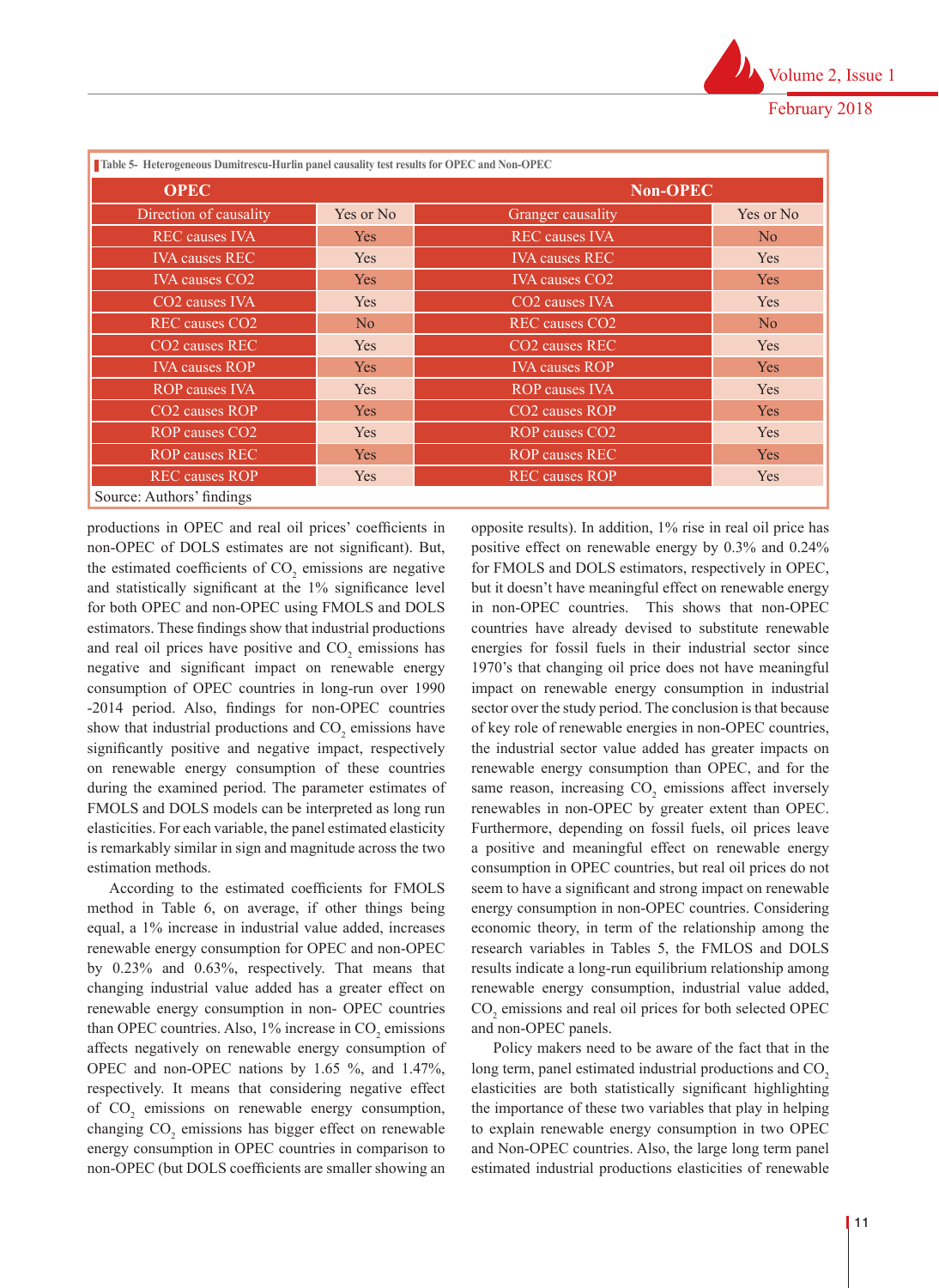**Table 5- Heterogeneous Dumitrescu-Hurlin panel causality test results for OPEC and Non-OPEC**

| OPEC | | Non-OPEC | |
|---|---|---|---|
| Direction of causality | Yes or No | Granger causality | Yes or No |
| REC causes IVA | Yes | REC causes IVA | No |
| IVA causes REC | Yes | IVA causes REC | Yes |
| IVA causes CO2 | Yes | IVA causes CO2 | Yes |
| CO2 causes IVA | Yes | CO2 causes IVA | Yes |
| REC causes CO2 | No | REC causes CO2 | No |
| CO2 causes REC | Yes | CO2 causes REC | Yes |
| IVA causes ROP | Yes | IVA causes ROP | Yes |
| ROP causes IVA | Yes | ROP causes IVA | Yes |
| CO2 causes ROP | Yes | CO2 causes ROP | Yes |
| ROP causes CO2 | Yes | ROP causes CO2 | Yes |
| ROP causes REC | Yes | ROP causes REC | Yes |
| REC causes ROP | Yes | REC causes ROP | Yes |

Source: Authors' findings

productions in OPEC and real oil prices' coefficients in non-OPEC of DOLS estimates are not significant). But, the estimated coefficients of $CO_2$ emissions are negative and statistically significant at the 1% significance level for both OPEC and non-OPEC using FMOLS and DOLS estimators. These findings show that industrial productions and real oil prices have positive and $CO_2$ emissions has negative and significant impact on renewable energy consumption of OPEC countries in long-run over 1990 -2014 period. Also, findings for non-OPEC countries show that industrial productions and $CO_2$ emissions have significantly positive and negative impact, respectively on renewable energy consumption of these countries during the examined period. The parameter estimates of FMOLS and DOLS models can be interpreted as long run elasticities. For each variable, the panel estimated elasticity is remarkably similar in sign and magnitude across the two estimation methods.

According to the estimated coefficients for FMOLS method in Table 6, on average, if other things being equal, a 1% increase in industrial value added, increases renewable energy consumption for OPEC and non-OPEC by 0.23% and 0.63%, respectively. That means that changing industrial value added has a greater effect on renewable energy consumption in non- OPEC countries than OPEC countries. Also, 1% increase in $CO_2$ emissions affects negatively on renewable energy consumption of OPEC and non-OPEC nations by 1.65 %, and 1.47%, respectively. It means that considering negative effect of $CO_2$ emissions on renewable energy consumption, changing $CO_2$ emissions has bigger effect on renewable energy consumption in OPEC countries in comparison to non-OPEC (but DOLS coefficients are smaller showing an opposite results). In addition, 1% rise in real oil price has positive effect on renewable energy by 0.3% and 0.24% for FMOLS and DOLS estimators, respectively in OPEC, but it doesn't have meaningful effect on renewable energy in non-OPEC countries. This shows that non-OPEC countries have already devised to substitute renewable energies for fossil fuels in their industrial sector since 1970's that changing oil price does not have meaningful impact on renewable energy consumption in industrial sector over the study period. The conclusion is that because of key role of renewable energies in non-OPEC countries, the industrial sector value added has greater impacts on renewable energy consumption than OPEC, and for the same reason, increasing $CO_2$ emissions affect inversely renewables in non-OPEC by greater extent than OPEC. Furthermore, depending on fossil fuels, oil prices leave a positive and meaningful effect on renewable energy consumption in OPEC countries, but real oil prices do not seem to have a significant and strong impact on renewable energy consumption in non-OPEC countries. Considering economic theory, in term of the relationship among the research variables in Tables 5, the FMLOS and DOLS results indicate a long-run equilibrium relationship among renewable energy consumption, industrial value added, $CO_2$ emissions and real oil prices for both selected OPEC and non-OPEC panels.

Policy makers need to be aware of the fact that in the long term, panel estimated industrial productions and $CO_2$ elasticities are both statistically significant highlighting the importance of these two variables that play in helping to explain renewable energy consumption in two OPEC and Non-OPEC countries. Also, the large long term panel estimated industrial productions elasticities of renewable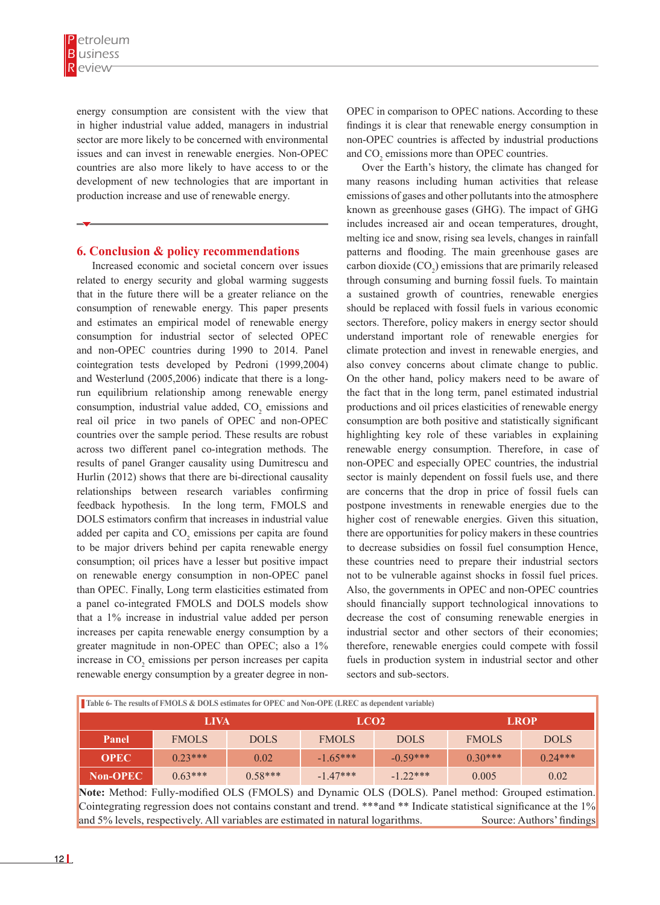energy consumption are consistent with the view that in higher industrial value added, managers in industrial sector are more likely to be concerned with environmental issues and can invest in renewable energies. Non-OPEC countries are also more likely to have access to or the development of new technologies that are important in production increase and use of renewable energy.

## 6. Conclusion & policy recommendations

Increased economic and societal concern over issues related to energy security and global warming suggests that in the future there will be a greater reliance on the consumption of renewable energy. This paper presents and estimates an empirical model of renewable energy consumption for industrial sector of selected OPEC and non-OPEC countries during 1990 to 2014. Panel cointegration tests developed by Pedroni (1999,2004) and Westerlund (2005,2006) indicate that there is a long-run equilibrium relationship among renewable energy consumption, industrial value added, $CO_2$ emissions and real oil price in two panels of OPEC and non-OPEC countries over the sample period. These results are robust across two different panel co-integration methods. The results of panel Granger causality using Dumitrescu and Hurlin (2012) shows that there are bi-directional causality relationships between research variables confirming feedback hypothesis. In the long term, FMOLS and DOLS estimators confirm that increases in industrial value added per capita and $CO_2$ emissions per capita are found to be major drivers behind per capita renewable energy consumption; oil prices have a lesser but positive impact on renewable energy consumption in non-OPEC panel than OPEC. Finally, Long term elasticities estimated from a panel co-integrated FMOLS and DOLS models show that a 1% increase in industrial value added per person increases per capita renewable energy consumption by a greater magnitude in non-OPEC than OPEC; also a 1% increase in $CO_2$ emissions per person increases per capita renewable energy consumption by a greater degree in non-OPEC in comparison to OPEC nations. According to these findings it is clear that renewable energy consumption in non-OPEC countries is affected by industrial productions and $CO_2$ emissions more than OPEC countries.

Over the Earth's history, the climate has changed for many reasons including human activities that release emissions of gases and other pollutants into the atmosphere known as greenhouse gases (GHG). The impact of GHG includes increased air and ocean temperatures, drought, melting ice and snow, rising sea levels, changes in rainfall patterns and flooding. The main greenhouse gases are carbon dioxide ($CO_2$) emissions that are primarily released through consuming and burning fossil fuels. To maintain a sustained growth of countries, renewable energies should be replaced with fossil fuels in various economic sectors. Therefore, policy makers in energy sector should understand important role of renewable energies for climate protection and invest in renewable energies, and also convey concerns about climate change to public. On the other hand, policy makers need to be aware of the fact that in the long term, panel estimated industrial productions and oil prices elasticities of renewable energy consumption are both positive and statistically significant highlighting key role of these variables in explaining renewable energy consumption. Therefore, in case of non-OPEC and especially OPEC countries, the industrial sector is mainly dependent on fossil fuels use, and there are concerns that the drop in price of fossil fuels can postpone investments in renewable energies due to the higher cost of renewable energies. Given this situation, there are opportunities for policy makers in these countries to decrease subsidies on fossil fuel consumption Hence, these countries need to prepare their industrial sectors not to be vulnerable against shocks in fossil fuel prices. Also, the governments in OPEC and non-OPEC countries should financially support technological innovations to decrease the cost of consuming renewable energies in industrial sector and other sectors of their economies; therefore, renewable energies could compete with fossil fuels in production system in industrial sector and other sectors and sub-sectors.

Table 6- The results of FMOLS & DOLS estimates for OPEC and Non-OPE (LREC as dependent variable)

| | LIVA | | LCO2 | | LROP | |
|---|---|---|---|---|---|---|
| Panel | FMOLS | DOLS | FMOLS | DOLS | FMOLS | DOLS |
| OPEC | 0.23*** | 0.02 | -1.65*** | -0.59*** | 0.30*** | 0.24*** |
| Non-OPEC | 0.63*** | 0.58*** | -1.47*** | -1.22*** | 0.005 | 0.02 |

**Note:** Method: Fully-modified OLS (FMOLS) and Dynamic OLS (DOLS). Panel method: Grouped estimation. Cointegrating regression does not contains constant and trend. ***and ** Indicate statistical significance at the 1% and 5% levels, respectively. All variables are estimated in natural logarithms. Source: Authors' findings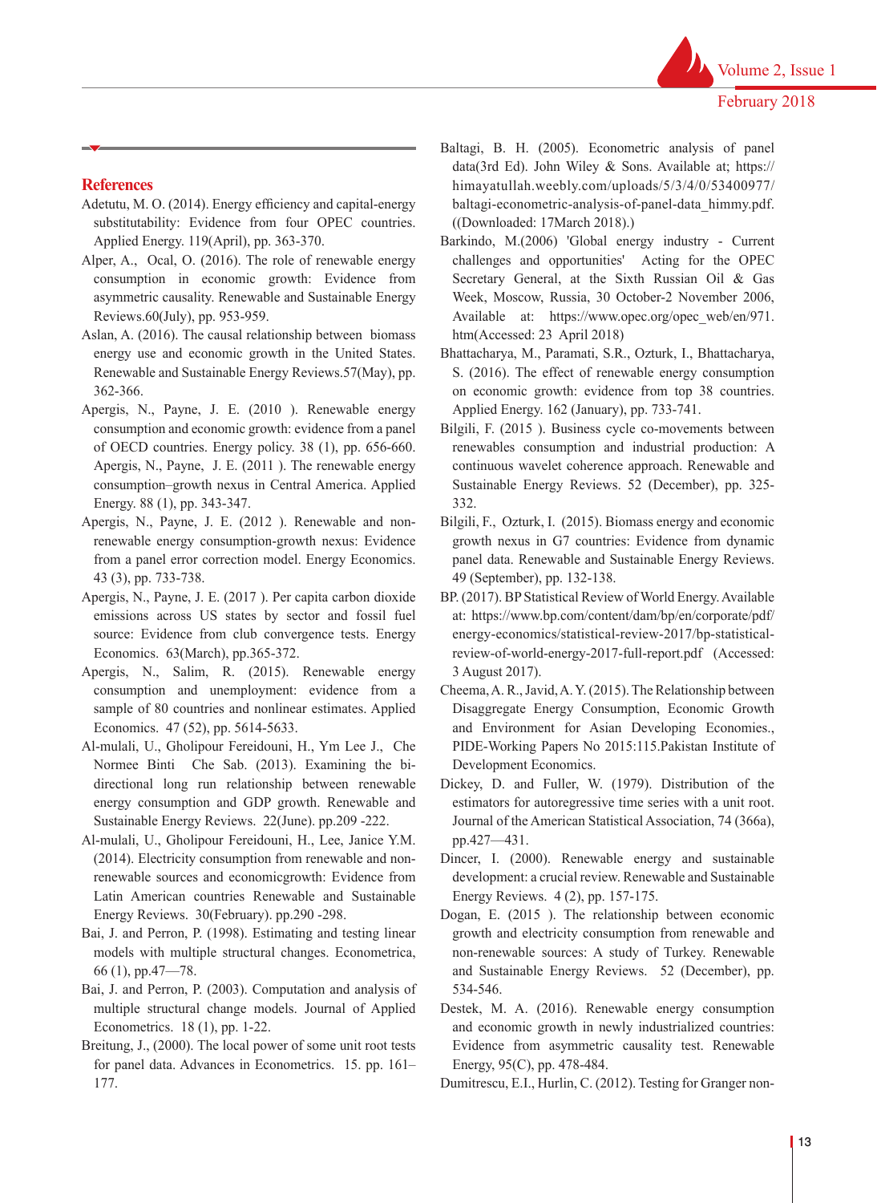## References

Adetutu, M. O. (2014). Energy efficiency and capital-energy substitutability: Evidence from four OPEC countries. Applied Energy. 119(April), pp. 363-370.

Alper, A., Ocal, O. (2016). The role of renewable energy consumption in economic growth: Evidence from asymmetric causality. Renewable and Sustainable Energy Reviews.60(July), pp. 953-959.

Aslan, A. (2016). The causal relationship between biomass energy use and economic growth in the United States. Renewable and Sustainable Energy Reviews.57(May), pp. 362-366.

Apergis, N., Payne, J. E. (2010 ). Renewable energy consumption and economic growth: evidence from a panel of OECD countries. Energy policy. 38 (1), pp. 656-660.

Apergis, N., Payne, J. E. (2011 ). The renewable energy consumption–growth nexus in Central America. Applied Energy. 88 (1), pp. 343-347.

Apergis, N., Payne, J. E. (2012 ). Renewable and non-renewable energy consumption-growth nexus: Evidence from a panel error correction model. Energy Economics. 43 (3), pp. 733-738.

Apergis, N., Payne, J. E. (2017 ). Per capita carbon dioxide emissions across US states by sector and fossil fuel source: Evidence from club convergence tests. Energy Economics. 63(March), pp.365-372.

Apergis, N., Salim, R. (2015). Renewable energy consumption and unemployment: evidence from a sample of 80 countries and nonlinear estimates. Applied Economics. 47 (52), pp. 5614-5633.

Al-mulali, U., Gholipour Fereidouni, H., Ym Lee J., Che Normee Binti Che Sab. (2013). Examining the bi-directional long run relationship between renewable energy consumption and GDP growth. Renewable and Sustainable Energy Reviews. 22(June). pp.209 -222.

Al-mulali, U., Gholipour Fereidouni, H., Lee, Janice Y.M. (2014). Electricity consumption from renewable and non-renewable sources and economicgrowth: Evidence from Latin American countries Renewable and Sustainable Energy Reviews. 30(February). pp.290 -298.

Bai, J. and Perron, P. (1998). Estimating and testing linear models with multiple structural changes. Econometrica, 66 (1), pp.47—78.

Bai, J. and Perron, P. (2003). Computation and analysis of multiple structural change models. Journal of Applied Econometrics. 18 (1), pp. 1-22.

Breitung, J., (2000). The local power of some unit root tests for panel data. Advances in Econometrics. 15. pp. 161–177.

Baltagi, B. H. (2005). Econometric analysis of panel data(3rd Ed). John Wiley & Sons. Available at; https://himayatullah.weebly.com/uploads/5/3/4/0/53400977/baltagi-econometric-analysis-of-panel-data_himmy.pdf. ((Downloaded: 17March 2018).)

Barkindo, M.(2006) 'Global energy industry - Current challenges and opportunities' Acting for the OPEC Secretary General, at the Sixth Russian Oil & Gas Week, Moscow, Russia, 30 October-2 November 2006, Available at: https://www.opec.org/opec_web/en/971.htm(Accessed: 23 April 2018)

Bhattacharya, M., Paramati, S.R., Ozturk, I., Bhattacharya, S. (2016). The effect of renewable energy consumption on economic growth: evidence from top 38 countries. Applied Energy. 162 (January), pp. 733-741.

Bilgili, F. (2015 ). Business cycle co-movements between renewables consumption and industrial production: A continuous wavelet coherence approach. Renewable and Sustainable Energy Reviews. 52 (December), pp. 325-332.

Bilgili, F., Ozturk, I. (2015). Biomass energy and economic growth nexus in G7 countries: Evidence from dynamic panel data. Renewable and Sustainable Energy Reviews. 49 (September), pp. 132-138.

BP. (2017). BP Statistical Review of World Energy. Available at: https://www.bp.com/content/dam/bp/en/corporate/pdf/energy-economics/statistical-review-2017/bp-statistical-review-of-world-energy-2017-full-report.pdf (Accessed: 3 August 2017).

Cheema, A. R., Javid, A. Y. (2015). The Relationship between Disaggregate Energy Consumption, Economic Growth and Environment for Asian Developing Economies., PIDE-Working Papers No 2015:115.Pakistan Institute of Development Economics.

Dickey, D. and Fuller, W. (1979). Distribution of the estimators for autoregressive time series with a unit root. Journal of the American Statistical Association, 74 (366a), pp.427—431.

Dincer, I. (2000). Renewable energy and sustainable development: a crucial review. Renewable and Sustainable Energy Reviews. 4 (2), pp. 157-175.

Dogan, E. (2015 ). The relationship between economic growth and electricity consumption from renewable and non-renewable sources: A study of Turkey. Renewable and Sustainable Energy Reviews. 52 (December), pp. 534-546.

Destek, M. A. (2016). Renewable energy consumption and economic growth in newly industrialized countries: Evidence from asymmetric causality test. Renewable Energy, 95(C), pp. 478-484.

Dumitrescu, E.I., Hurlin, C. (2012). Testing for Granger non-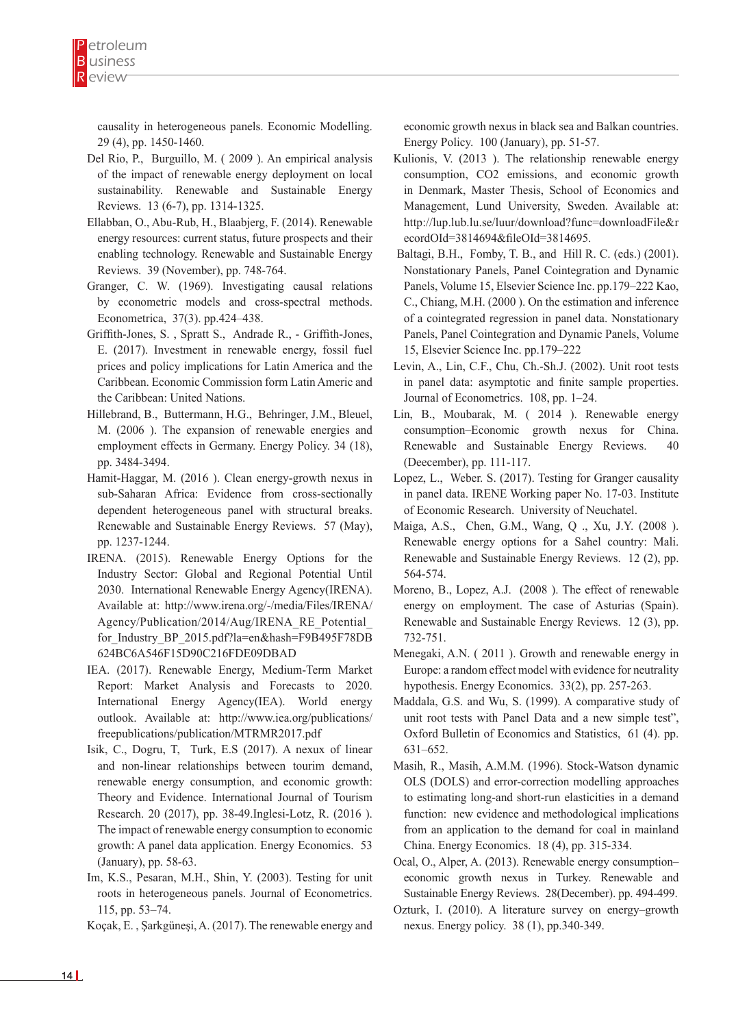causality in heterogeneous panels. Economic Modelling. 29 (4), pp. 1450-1460.

Del Rio, P., Burguillo, M. ( 2009 ). An empirical analysis of the impact of renewable energy deployment on local sustainability. Renewable and Sustainable Energy Reviews. 13 (6-7), pp. 1314-1325.

Ellabban, O., Abu-Rub, H., Blaabjerg, F. (2014). Renewable energy resources: current status, future prospects and their enabling technology. Renewable and Sustainable Energy Reviews. 39 (November), pp. 748-764.

Granger, C. W. (1969). Investigating causal relations by econometric models and cross-spectral methods. Econometrica, 37(3). pp.424–438.

Griffith-Jones, S. , Spratt S., Andrade R., - Griffith-Jones, E. (2017). Investment in renewable energy, fossil fuel prices and policy implications for Latin America and the Caribbean. Economic Commission form Latin Americ and the Caribbean: United Nations.

Hillebrand, B., Buttermann, H.G., Behringer, J.M., Bleuel, M. (2006 ). The expansion of renewable energies and employment effects in Germany. Energy Policy. 34 (18), pp. 3484-3494.

Hamit-Haggar, M. (2016 ). Clean energy-growth nexus in sub-Saharan Africa: Evidence from cross-sectionally dependent heterogeneous panel with structural breaks. Renewable and Sustainable Energy Reviews. 57 (May), pp. 1237-1244.

IRENA. (2015). Renewable Energy Options for the Industry Sector: Global and Regional Potential Until 2030. International Renewable Energy Agency(IRENA). Available at: http://www.irena.org/-/media/Files/IRENA/Agency/Publication/2014/Aug/IRENA_RE_Potential_for_Industry_BP_2015.pdf?la=en&hash=F9B495F78DB624BC6A546F15D90C216FDE09DBAD

IEA. (2017). Renewable Energy, Medium-Term Market Report: Market Analysis and Forecasts to 2020. International Energy Agency(IEA). World energy outlook. Available at: http://www.iea.org/publications/freepublications/publication/MTRMR2017.pdf

Isik, C., Dogru, T, Turk, E.S (2017). A nexus of linear and non-linear relationships between tourim demand, renewable energy consumption, and economic growth: Theory and Evidence. International Journal of Tourism Research. 20 (2017), pp. 38-49.Inglesi-Lotz, R. (2016 ). The impact of renewable energy consumption to economic growth: A panel data application. Energy Economics. 53 (January), pp. 58-63.

Im, K.S., Pesaran, M.H., Shin, Y. (2003). Testing for unit roots in heterogeneous panels. Journal of Econometrics. 115, pp. 53–74.

Koçak, E. , Şarkgüneşi, A. (2017). The renewable energy and economic growth nexus in black sea and Balkan countries. Energy Policy. 100 (January), pp. 51-57.

Kulionis, V. (2013 ). The relationship renewable energy consumption, CO2 emissions, and economic growth in Denmark, Master Thesis, School of Economics and Management, Lund University, Sweden. Available at: http://lup.lub.lu.se/luur/download?func=downloadFile&recordOId=3814694&fileOId=3814695.

Baltagi, B.H., Fomby, T. B., and Hill R. C. (eds.) (2001). Nonstationary Panels, Panel Cointegration and Dynamic Panels, Volume 15, Elsevier Science Inc. pp.179–222 Kao, C., Chiang, M.H (2000 ). On the estimation and inference of a cointegrated regression in panel data. Nonstationary Panels, Panel Cointegration and Dynamic Panels, Volume 15, Elsevier Science Inc. pp.179–222

Levin, A., Lin, C.F., Chu, Ch.-Sh.J. (2002). Unit root tests in panel data: asymptotic and finite sample properties. Journal of Econometrics. 108, pp. 1–24.

Lin, B., Moubarak, M. ( 2014 ). Renewable energy consumption–Economic growth nexus for China. Renewable and Sustainable Energy Reviews. 40 (Deecember), pp. 111-117.

Lopez, L., Weber. S. (2017). Testing for Granger causality in panel data. IRENE Working paper No. 17-03. Institute of Economic Research. University of Neuchatel.

Maiga, A.S., Chen, G.M., Wang, Q ., Xu, J.Y. (2008 ). Renewable energy options for a Sahel country: Mali. Renewable and Sustainable Energy Reviews. 12 (2), pp. 564-574.

Moreno, B., Lopez, A.J. (2008 ). The effect of renewable energy on employment. The case of Asturias (Spain). Renewable and Sustainable Energy Reviews. 12 (3), pp. 732-751.

Menegaki, A.N. ( 2011 ). Growth and renewable energy in Europe: a random effect model with evidence for neutrality hypothesis. Energy Economics. 33(2), pp. 257-263.

Maddala, G.S. and Wu, S. (1999). A comparative study of unit root tests with Panel Data and a new simple test", Oxford Bulletin of Economics and Statistics, 61 (4). pp. 631–652.

Masih, R., Masih, A.M.M. (1996). Stock-Watson dynamic OLS (DOLS) and error-correction modelling approaches to estimating long-and short-run elasticities in a demand function: new evidence and methodological implications from an application to the demand for coal in mainland China. Energy Economics. 18 (4), pp. 315-334.

Ocal, O., Alper, A. (2013). Renewable energy consumption–economic growth nexus in Turkey. Renewable and Sustainable Energy Reviews. 28(December). pp. 494-499.

Ozturk, I. (2010). A literature survey on energy–growth nexus. Energy policy. 38 (1), pp.340-349.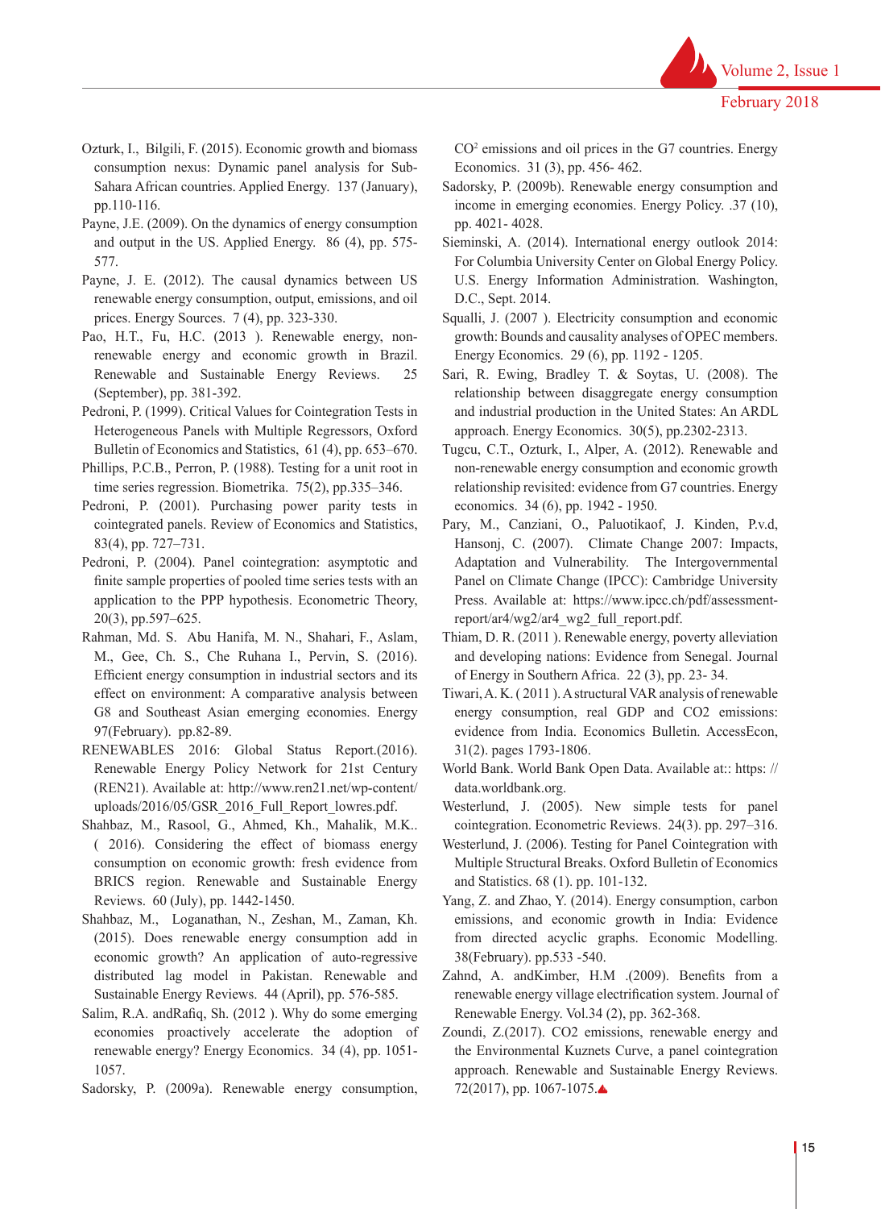Ozturk, I., Bilgili, F. (2015). Economic growth and biomass consumption nexus: Dynamic panel analysis for Sub-Sahara African countries. Applied Energy. 137 (January), pp.110-116.

Payne, J.E. (2009). On the dynamics of energy consumption and output in the US. Applied Energy. 86 (4), pp. 575-577.

Payne, J. E. (2012). The causal dynamics between US renewable energy consumption, output, emissions, and oil prices. Energy Sources. 7 (4), pp. 323-330.

Pao, H.T., Fu, H.C. (2013 ). Renewable energy, non-renewable energy and economic growth in Brazil. Renewable and Sustainable Energy Reviews. 25 (September), pp. 381-392.

Pedroni, P. (1999). Critical Values for Cointegration Tests in Heterogeneous Panels with Multiple Regressors, Oxford Bulletin of Economics and Statistics, 61 (4), pp. 653–670.

Phillips, P.C.B., Perron, P. (1988). Testing for a unit root in time series regression. Biometrika. 75(2), pp.335–346.

Pedroni, P. (2001). Purchasing power parity tests in cointegrated panels. Review of Economics and Statistics, 83(4), pp. 727–731.

Pedroni, P. (2004). Panel cointegration: asymptotic and finite sample properties of pooled time series tests with an application to the PPP hypothesis. Econometric Theory, 20(3), pp.597–625.

Rahman, Md. S. Abu Hanifa, M. N., Shahari, F., Aslam, M., Gee, Ch. S., Che Ruhana I., Pervin, S. (2016). Efficient energy consumption in industrial sectors and its effect on environment: A comparative analysis between G8 and Southeast Asian emerging economies. Energy 97(February). pp.82-89.

RENEWABLES 2016: Global Status Report.(2016). Renewable Energy Policy Network for 21st Century (REN21). Available at: http://www.ren21.net/wp-content/uploads/2016/05/GSR_2016_Full_Report_lowres.pdf.

Shahbaz, M., Rasool, G., Ahmed, Kh., Mahalik, M.K.. ( 2016). Considering the effect of biomass energy consumption on economic growth: fresh evidence from BRICS region. Renewable and Sustainable Energy Reviews. 60 (July), pp. 1442-1450.

Shahbaz, M., Loganathan, N., Zeshan, M., Zaman, Kh. (2015). Does renewable energy consumption add in economic growth? An application of auto-regressive distributed lag model in Pakistan. Renewable and Sustainable Energy Reviews. 44 (April), pp. 576-585.

Salim, R.A. andRafiq, Sh. (2012 ). Why do some emerging economies proactively accelerate the adoption of renewable energy? Energy Economics. 34 (4), pp. 1051-1057.

Sadorsky, P. (2009a). Renewable energy consumption, $CO^2$ emissions and oil prices in the G7 countries. Energy Economics. 31 (3), pp. 456- 462.

Sadorsky, P. (2009b). Renewable energy consumption and income in emerging economies. Energy Policy. .37 (10), pp. 4021- 4028.

Sieminski, A. (2014). International energy outlook 2014: For Columbia University Center on Global Energy Policy. U.S. Energy Information Administration. Washington, D.C., Sept. 2014.

Squalli, J. (2007 ). Electricity consumption and economic growth: Bounds and causality analyses of OPEC members. Energy Economics. 29 (6), pp. 1192 - 1205.

Sari, R. Ewing, Bradley T. & Soytas, U. (2008). The relationship between disaggregate energy consumption and industrial production in the United States: An ARDL approach. Energy Economics. 30(5), pp.2302-2313.

Tugcu, C.T., Ozturk, I., Alper, A. (2012). Renewable and non-renewable energy consumption and economic growth relationship revisited: evidence from G7 countries. Energy economics. 34 (6), pp. 1942 - 1950.

Pary, M., Canziani, O., Paluotikaof, J. Kinden, P.v.d, Hansonj, C. (2007). Climate Change 2007: Impacts, Adaptation and Vulnerability. The Intergovernmental Panel on Climate Change (IPCC): Cambridge University Press. Available at: https://www.ipcc.ch/pdf/assessment-report/ar4/wg2/ar4_wg2_full_report.pdf.

Thiam, D. R. (2011 ). Renewable energy, poverty alleviation and developing nations: Evidence from Senegal. Journal of Energy in Southern Africa. 22 (3), pp. 23- 34.

Tiwari, A. K. ( 2011 ). A structural VAR analysis of renewable energy consumption, real GDP and CO2 emissions: evidence from India. Economics Bulletin. AccessEcon, 31(2). pages 1793-1806.

World Bank. World Bank Open Data. Available at:: https: // data.worldbank.org.

Westerlund, J. (2005). New simple tests for panel cointegration. Econometric Reviews. 24(3). pp. 297–316.

Westerlund, J. (2006). Testing for Panel Cointegration with Multiple Structural Breaks. Oxford Bulletin of Economics and Statistics. 68 (1). pp. 101-132.

Yang, Z. and Zhao, Y. (2014). Energy consumption, carbon emissions, and economic growth in India: Evidence from directed acyclic graphs. Economic Modelling. 38(February). pp.533 -540.

Zahnd, A. andKimber, H.M .(2009). Benefits from a renewable energy village electrification system. Journal of Renewable Energy. Vol.34 (2), pp. 362-368.

Zoundi, Z.(2017). CO2 emissions, renewable energy and the Environmental Kuznets Curve, a panel cointegration approach. Renewable and Sustainable Energy Reviews. 72(2017), pp. 1067-1075.